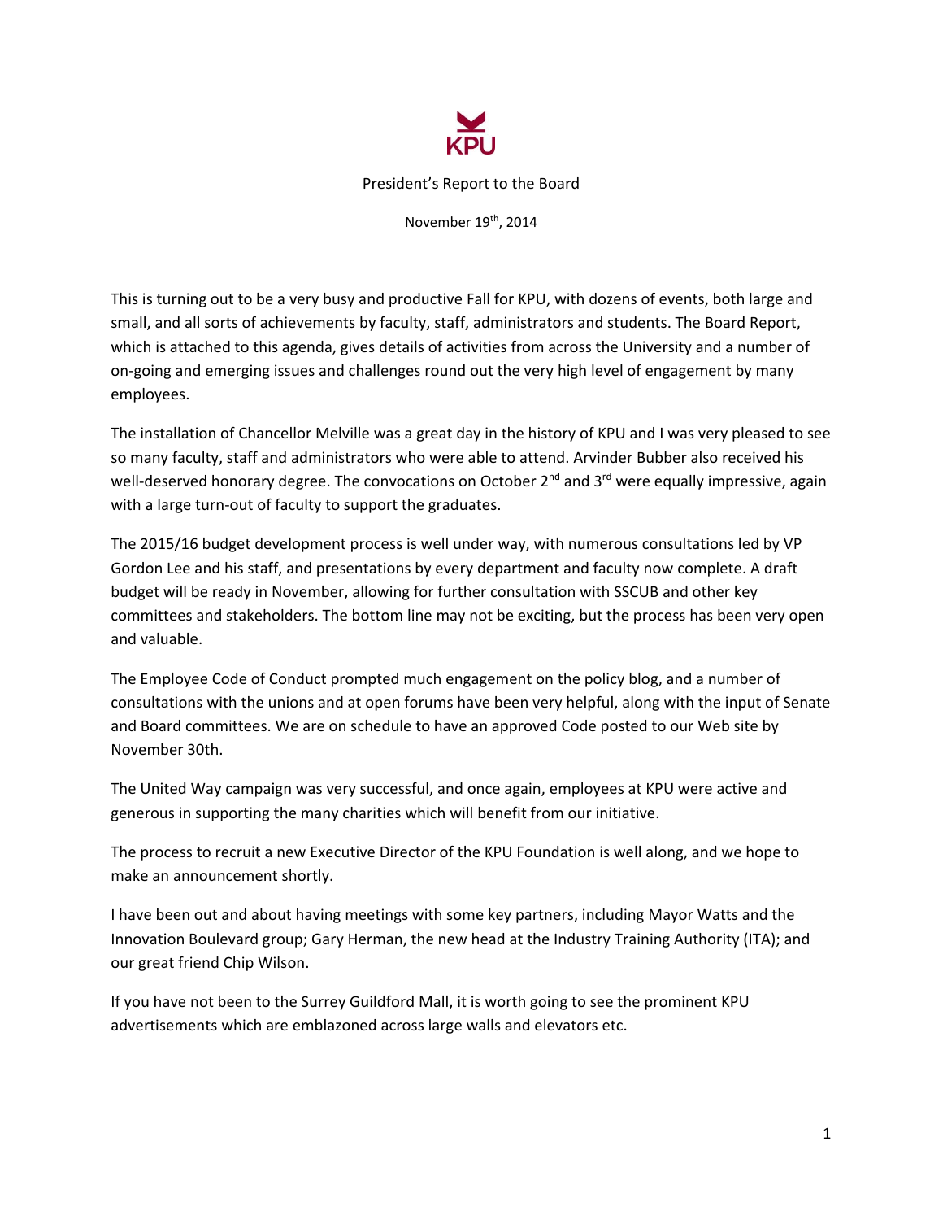KPU

President's Report to the Board

November 19th, 2014

This is turning out to be a very busy and productive Fall for KPU, with dozens of events, both large and small, and all sorts of achievements by faculty, staff, administrators and students. The Board Report, which is attached to this agenda, gives details of activities from across the University and a number of on-going and emerging issues and challenges round out the very high level of engagement by many employees.

The installation of Chancellor Melville was a great day in the history of KPU and I was very pleased to see so many faculty, staff and administrators who were able to attend. Arvinder Bubber also received his well-deserved honorary degree. The convocations on October 2nd and 3rd were equally impressive, again with a large turn-out of faculty to support the graduates.

The 2015/16 budget development process is well under way, with numerous consultations led by VP Gordon Lee and his staff, and presentations by every department and faculty now complete. A draft budget will be ready in November, allowing for further consultation with SSCUB and other key committees and stakeholders. The bottom line may not be exciting, but the process has been very open and valuable.

The Employee Code of Conduct prompted much engagement on the policy blog, and a number of consultations with the unions and at open forums have been very helpful, along with the input of Senate and Board committees. We are on schedule to have an approved Code posted to our Web site by November 30th.

The United Way campaign was very successful, and once again, employees at KPU were active and generous in supporting the many charities which will benefit from our initiative.

The process to recruit a new Executive Director of the KPU Foundation is well along, and we hope to make an announcement shortly.

I have been out and about having meetings with some key partners, including Mayor Watts and the Innovation Boulevard group; Gary Herman, the new head at the Industry Training Authority (ITA); and our great friend Chip Wilson.

If you have not been to the Surrey Guildford Mall, it is worth going to see the prominent KPU advertisements which are emblazoned across large walls and elevators etc.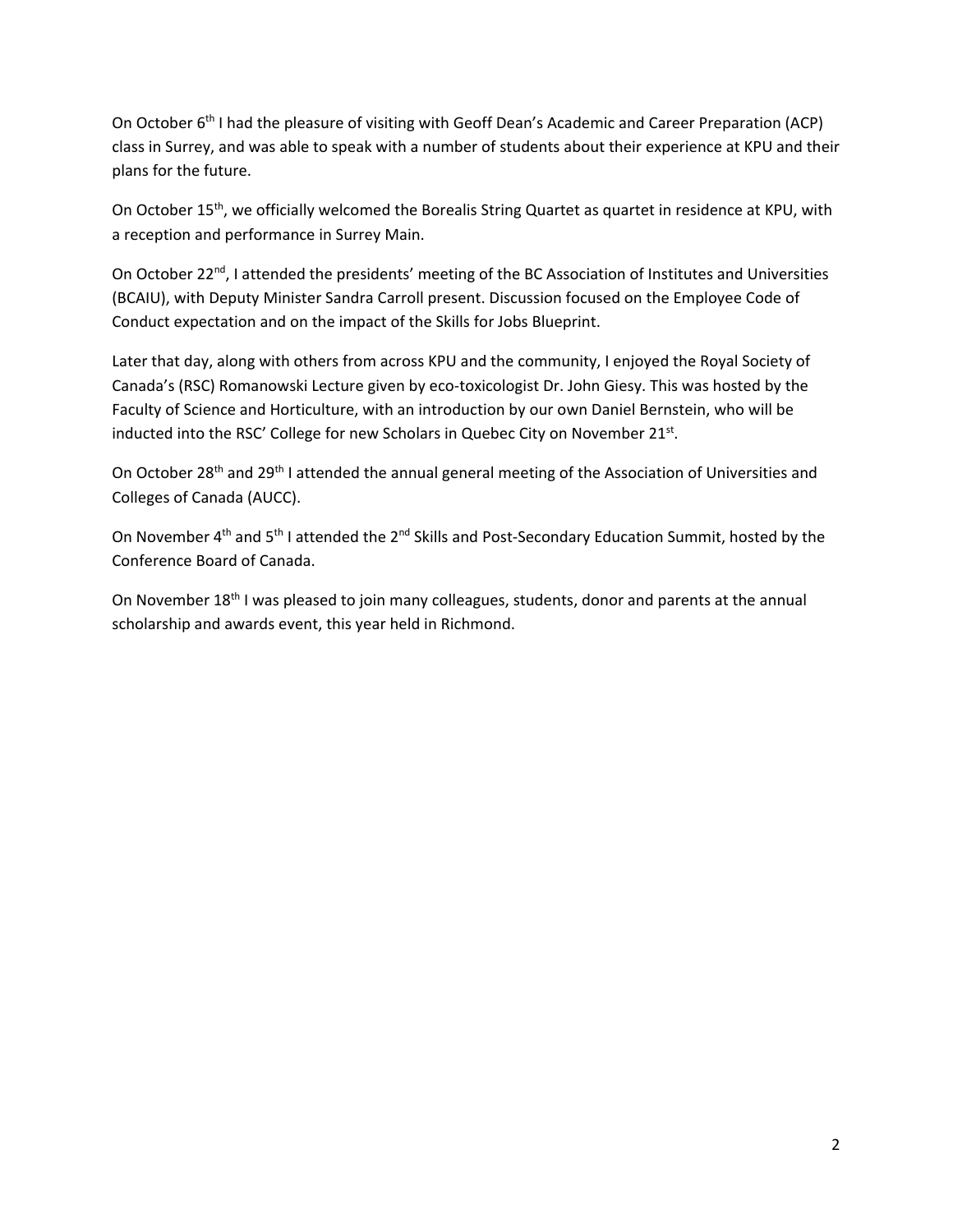On October 6th I had the pleasure of visiting with Geoff Dean's Academic and Career Preparation (ACP) class in Surrey, and was able to speak with a number of students about their experience at KPU and their plans for the future.

On October 15th, we officially welcomed the Borealis String Quartet as quartet in residence at KPU, with a reception and performance in Surrey Main.

On October 22nd, I attended the presidents' meeting of the BC Association of Institutes and Universities (BCAIU), with Deputy Minister Sandra Carroll present. Discussion focused on the Employee Code of Conduct expectation and on the impact of the Skills for Jobs Blueprint.

Later that day, along with others from across KPU and the community, I enjoyed the Royal Society of Canada's (RSC) Romanowski Lecture given by eco-toxicologist Dr. John Giesy. This was hosted by the Faculty of Science and Horticulture, with an introduction by our own Daniel Bernstein, who will be inducted into the RSC' College for new Scholars in Quebec City on November 21st.

On October 28th and 29th I attended the annual general meeting of the Association of Universities and Colleges of Canada (AUCC).

On November 4th and 5th I attended the 2nd Skills and Post-Secondary Education Summit, hosted by the Conference Board of Canada.

On November 18th I was pleased to join many colleagues, students, donor and parents at the annual scholarship and awards event, this year held in Richmond.